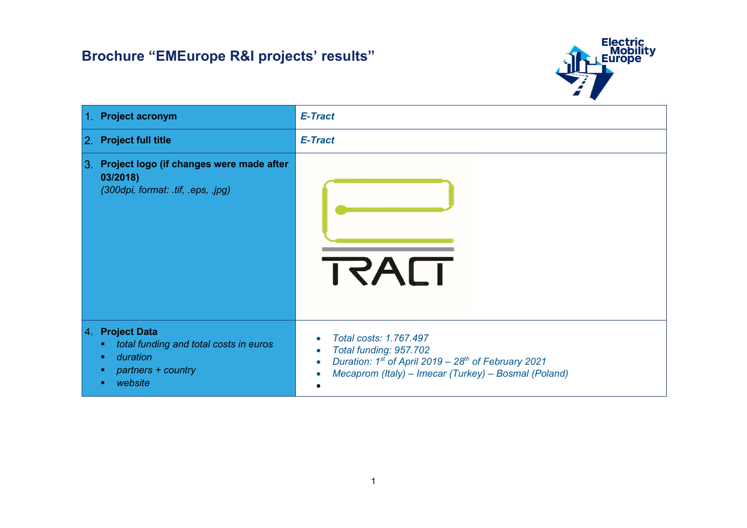# Brochure "EMEurope R&I projects' results"

| | |
|---|---|
| 1. **Project acronym** | ***E-Tract*** |
| 2. **Project full title** | ***E-Tract*** |
| 3. **Project logo (if changes were made after 03/2018)** *(300dpi, format: .tif, .eps, .jpg)* | |
| 4. **Project Data** <br> ▪ *total funding and total costs in euros* <br> ▪ *duration* <br> ▪ *partners + country* <br> ▪ *website* | • *Total costs: 1.767.497* <br> • *Total funding: 957.702* <br> • *Duration: 1st of April 2019 – 28th of February 2021* <br> • *Mecaprom (Italy) – Imecar (Turkey) – Bosmal (Poland)* <br> • |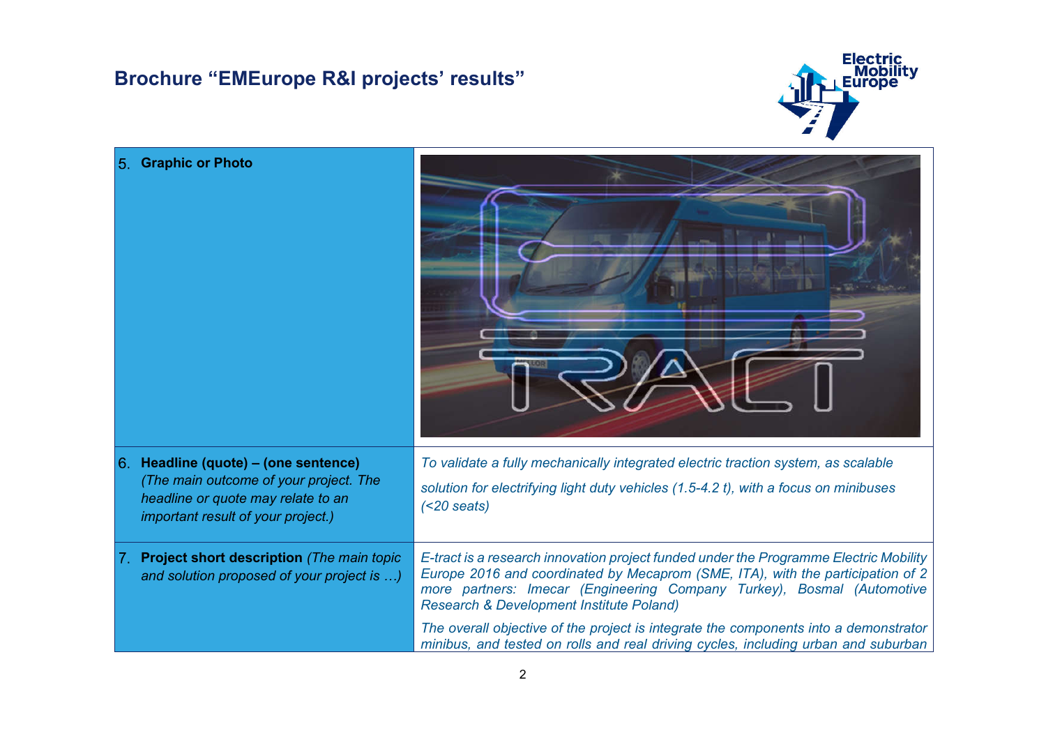## Brochure "EMEurope R&I projects' results"

| | |
|---|---|
| 5. **Graphic or Photo** | |
| 6. **Headline (quote) – (one sentence)** *(The main outcome of your project. The headline or quote may relate to an important result of your project.)* | *To validate a fully mechanically integrated electric traction system, as scalable solution for electrifying light duty vehicles (1.5-4.2 t), with a focus on minibuses (<20 seats)* |
| 7. **Project short description** *(The main topic and solution proposed of your project is …)* | *E-tract is a research innovation project funded under the Programme Electric Mobility Europe 2016 and coordinated by Mecaprom (SME, ITA), with the participation of 2 more partners: Imecar (Engineering Company Turkey), Bosmal (Automotive Research & Development Institute Poland)*<br><br>*The overall objective of the project is integrate the components into a demonstrator minibus, and tested on rolls and real driving cycles, including urban and suburban* |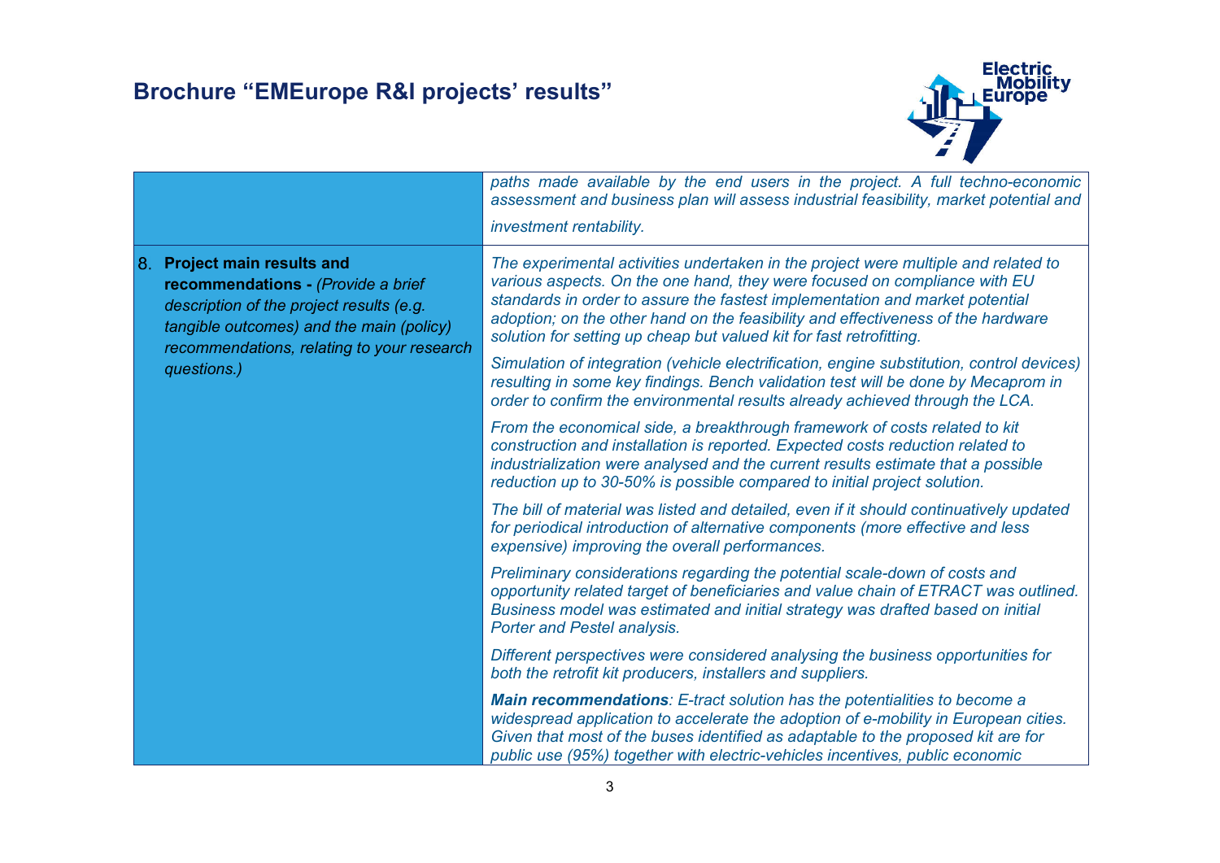| | |
|---|---|
| | *paths made available by the end users in the project. A full techno-economic assessment and business plan will assess industrial feasibility, market potential and investment rentability.* |
| 8. **Project main results and recommendations -** *(Provide a brief description of the project results (e.g. tangible outcomes) and the main (policy) recommendations, relating to your research questions.)* | *The experimental activities undertaken in the project were multiple and related to various aspects. On the one hand, they were focused on compliance with EU standards in order to assure the fastest implementation and market potential adoption; on the other hand on the feasibility and effectiveness of the hardware solution for setting up cheap but valued kit for fast retrofitting.*<br><br>*Simulation of integration (vehicle electrification, engine substitution, control devices) resulting in some key findings. Bench validation test will be done by Mecaprom in order to confirm the environmental results already achieved through the LCA.*<br><br>*From the economical side, a breakthrough framework of costs related to kit construction and installation is reported. Expected costs reduction related to industrialization were analysed and the current results estimate that a possible reduction up to 30-50% is possible compared to initial project solution.*<br><br>*The bill of material was listed and detailed, even if it should continuatively updated for periodical introduction of alternative components (more effective and less expensive) improving the overall performances.*<br><br>*Preliminary considerations regarding the potential scale-down of costs and opportunity related target of beneficiaries and value chain of ETRACT was outlined. Business model was estimated and initial strategy was drafted based on initial Porter and Pestel analysis.*<br><br>*Different perspectives were considered analysing the business opportunities for both the retrofit kit producers, installers and suppliers.*<br><br>***Main recommendations**: E-tract solution has the potentialities to become a widespread application to accelerate the adoption of e-mobility in European cities. Given that most of the buses identified as adaptable to the proposed kit are for public use (95%) together with electric-vehicles incentives, public economic* |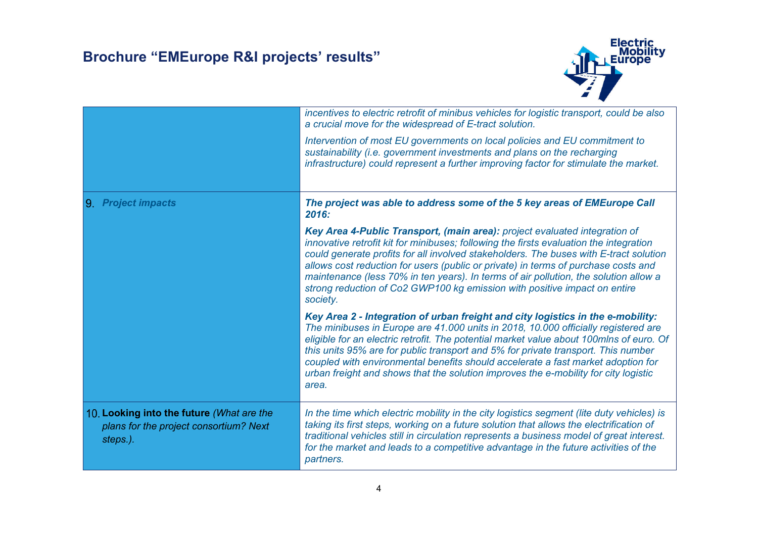| | |
|---|---|
| | *incentives to electric retrofit of minibus vehicles for logistic transport, could be also a crucial move for the widespread of E-tract solution.*<br><br>*Intervention of most EU governments on local policies and EU commitment to sustainability (i.e. government investments and plans on the recharging infrastructure) could represent a further improving factor for stimulate the market.* |
| 9. ***Project impacts*** | ***The project was able to address some of the 5 key areas of EMEurope Call 2016:***<br><br>***Key Area 4-Public Transport, (main area):*** *project evaluated integration of innovative retrofit kit for minibuses; following the firsts evaluation the integration could generate profits for all involved stakeholders. The buses with E-tract solution allows cost reduction for users (public or private) in terms of purchase costs and maintenance (less 70% in ten years). In terms of air pollution, the solution allow a strong reduction of Co2 GWP100 kg emission with positive impact on entire society.*<br><br>***Key Area 2 - Integration of urban freight and city logistics in the e-mobility:*** *The minibuses in Europe are 41.000 units in 2018, 10.000 officially registered are eligible for an electric retrofit. The potential market value about 100mlns of euro. Of this units 95% are for public transport and 5% for private transport. This number coupled with environmental benefits should accelerate a fast market adoption for urban freight and shows that the solution improves the e-mobility for city logistic area.* |
| 10. **Looking into the future** *(What are the plans for the project consortium? Next steps.).* | *In the time which electric mobility in the city logistics segment (lite duty vehicles) is taking its first steps, working on a future solution that allows the electrification of traditional vehicles still in circulation represents a business model of great interest. for the market and leads to a competitive advantage in the future activities of the partners.* |